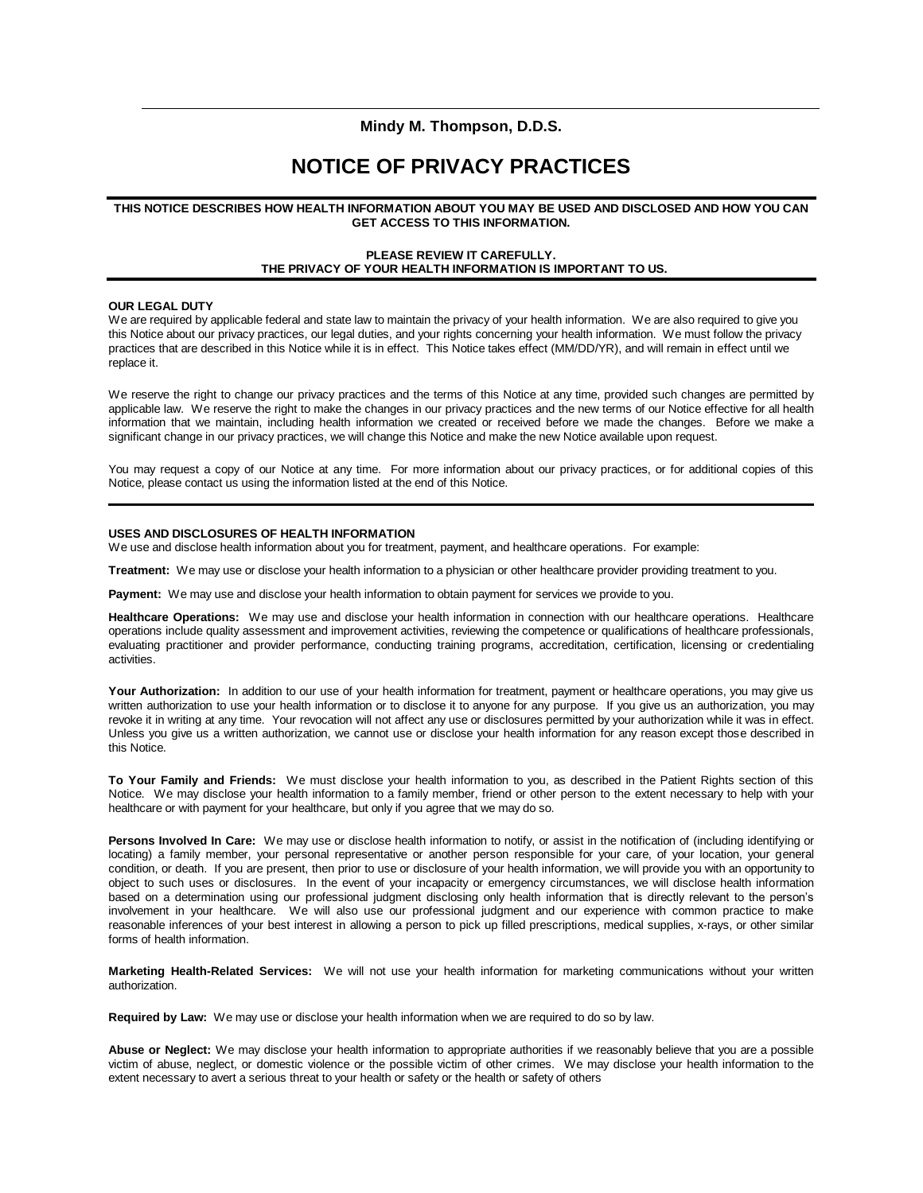**Mindy M. Thompson, D.D.S.**

# NOTICE OF PRIVACY PRACTICES

**THIS NOTICE DESCRIBES HOW HEALTH INFORMATION ABOUT YOU MAY BE USED AND DISCLOSED AND HOW YOU CAN GET ACCESS TO THIS INFORMATION.**

**PLEASE REVIEW IT CAREFULLY.**
**THE PRIVACY OF YOUR HEALTH INFORMATION IS IMPORTANT TO US.**

## OUR LEGAL DUTY

We are required by applicable federal and state law to maintain the privacy of your health information. We are also required to give you this Notice about our privacy practices, our legal duties, and your rights concerning your health information. We must follow the privacy practices that are described in this Notice while it is in effect. This Notice takes effect (MM/DD/YR), and will remain in effect until we replace it.

We reserve the right to change our privacy practices and the terms of this Notice at any time, provided such changes are permitted by applicable law. We reserve the right to make the changes in our privacy practices and the new terms of our Notice effective for all health information that we maintain, including health information we created or received before we made the changes. Before we make a significant change in our privacy practices, we will change this Notice and make the new Notice available upon request.

You may request a copy of our Notice at any time. For more information about our privacy practices, or for additional copies of this Notice, please contact us using the information listed at the end of this Notice.

## USES AND DISCLOSURES OF HEALTH INFORMATION

We use and disclose health information about you for treatment, payment, and healthcare operations. For example:

**Treatment:** We may use or disclose your health information to a physician or other healthcare provider providing treatment to you.

**Payment:** We may use and disclose your health information to obtain payment for services we provide to you.

**Healthcare Operations:** We may use and disclose your health information in connection with our healthcare operations. Healthcare operations include quality assessment and improvement activities, reviewing the competence or qualifications of healthcare professionals, evaluating practitioner and provider performance, conducting training programs, accreditation, certification, licensing or credentialing activities.

**Your Authorization:** In addition to our use of your health information for treatment, payment or healthcare operations, you may give us written authorization to use your health information or to disclose it to anyone for any purpose. If you give us an authorization, you may revoke it in writing at any time. Your revocation will not affect any use or disclosures permitted by your authorization while it was in effect. Unless you give us a written authorization, we cannot use or disclose your health information for any reason except those described in this Notice.

**To Your Family and Friends:** We must disclose your health information to you, as described in the Patient Rights section of this Notice. We may disclose your health information to a family member, friend or other person to the extent necessary to help with your healthcare or with payment for your healthcare, but only if you agree that we may do so.

**Persons Involved In Care:** We may use or disclose health information to notify, or assist in the notification of (including identifying or locating) a family member, your personal representative or another person responsible for your care, of your location, your general condition, or death. If you are present, then prior to use or disclosure of your health information, we will provide you with an opportunity to object to such uses or disclosures. In the event of your incapacity or emergency circumstances, we will disclose health information based on a determination using our professional judgment disclosing only health information that is directly relevant to the person's involvement in your healthcare. We will also use our professional judgment and our experience with common practice to make reasonable inferences of your best interest in allowing a person to pick up filled prescriptions, medical supplies, x-rays, or other similar forms of health information.

**Marketing Health-Related Services:** We will not use your health information for marketing communications without your written authorization.

**Required by Law:** We may use or disclose your health information when we are required to do so by law.

**Abuse or Neglect:** We may disclose your health information to appropriate authorities if we reasonably believe that you are a possible victim of abuse, neglect, or domestic violence or the possible victim of other crimes. We may disclose your health information to the extent necessary to avert a serious threat to your health or safety or the health or safety of others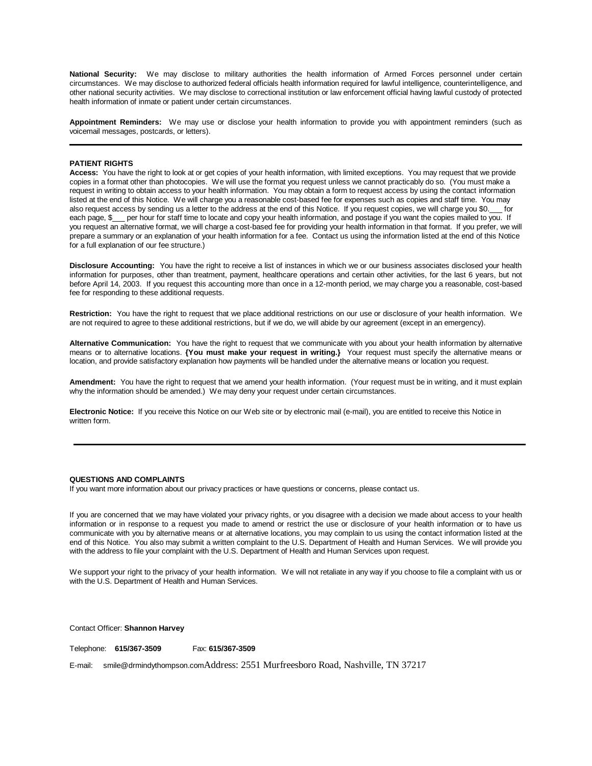**National Security:** We may disclose to military authorities the health information of Armed Forces personnel under certain circumstances. We may disclose to authorized federal officials health information required for lawful intelligence, counterintelligence, and other national security activities. We may disclose to correctional institution or law enforcement official having lawful custody of protected health information of inmate or patient under certain circumstances.

**Appointment Reminders:** We may use or disclose your health information to provide you with appointment reminders (such as voicemail messages, postcards, or letters).

---

**PATIENT RIGHTS**

**Access:** You have the right to look at or get copies of your health information, with limited exceptions. You may request that we provide copies in a format other than photocopies. We will use the format you request unless we cannot practicably do so. (You must make a request in writing to obtain access to your health information. You may obtain a form to request access by using the contact information listed at the end of this Notice. We will charge you a reasonable cost-based fee for expenses such as copies and staff time. You may also request access by sending us a letter to the address at the end of this Notice. If you request copies, we will charge you $0.___ for each page, $___ per hour for staff time to locate and copy your health information, and postage if you want the copies mailed to you. If you request an alternative format, we will charge a cost-based fee for providing your health information in that format. If you prefer, we will prepare a summary or an explanation of your health information for a fee. Contact us using the information listed at the end of this Notice for a full explanation of our fee structure.)

**Disclosure Accounting:** You have the right to receive a list of instances in which we or our business associates disclosed your health information for purposes, other than treatment, payment, healthcare operations and certain other activities, for the last 6 years, but not before April 14, 2003. If you request this accounting more than once in a 12-month period, we may charge you a reasonable, cost-based fee for responding to these additional requests.

**Restriction:** You have the right to request that we place additional restrictions on our use or disclosure of your health information. We are not required to agree to these additional restrictions, but if we do, we will abide by our agreement (except in an emergency).

**Alternative Communication:** You have the right to request that we communicate with you about your health information by alternative means or to alternative locations. **{You must make your request in writing.}** Your request must specify the alternative means or location, and provide satisfactory explanation how payments will be handled under the alternative means or location you request.

**Amendment:** You have the right to request that we amend your health information. (Your request must be in writing, and it must explain why the information should be amended.) We may deny your request under certain circumstances.

**Electronic Notice:** If you receive this Notice on our Web site or by electronic mail (e-mail), you are entitled to receive this Notice in written form.

---

**QUESTIONS AND COMPLAINTS**

If you want more information about our privacy practices or have questions or concerns, please contact us.

If you are concerned that we may have violated your privacy rights, or you disagree with a decision we made about access to your health information or in response to a request you made to amend or restrict the use or disclosure of your health information or to have us communicate with you by alternative means or at alternative locations, you may complain to us using the contact information listed at the end of this Notice. You also may submit a written complaint to the U.S. Department of Health and Human Services. We will provide you with the address to file your complaint with the U.S. Department of Health and Human Services upon request.

We support your right to the privacy of your health information. We will not retaliate in any way if you choose to file a complaint with us or with the U.S. Department of Health and Human Services.

Contact Officer: **Shannon Harvey**

Telephone: **615/367-3509** Fax: **615/367-3509**

E-mail: smile@drmindythompson.comAddress: 2551 Murfreesboro Road, Nashville, TN 37217